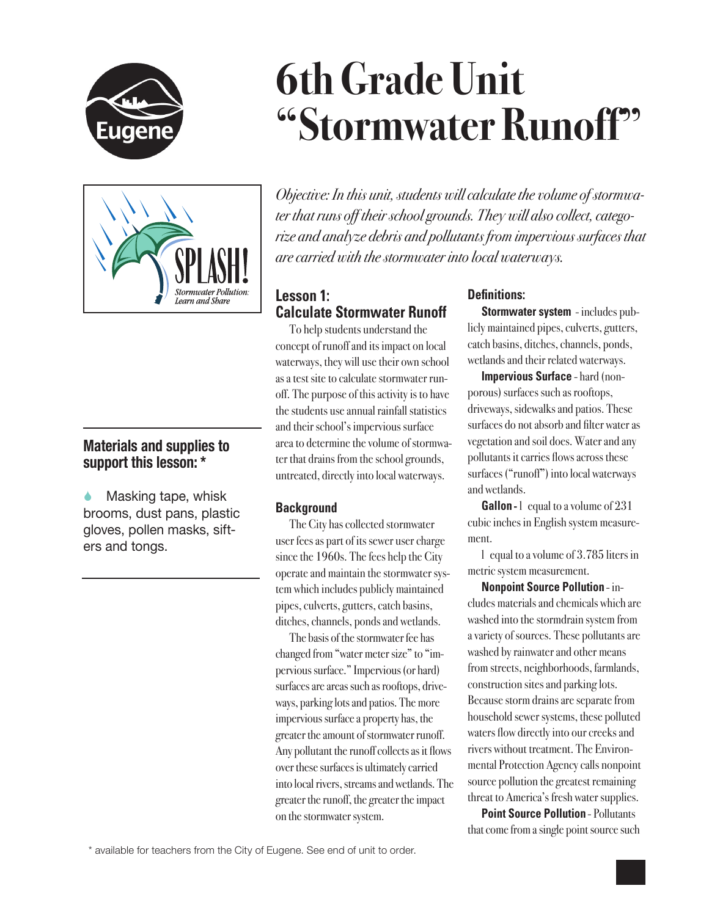# 6th Grade Unit "Stormwater Runoff"

*Objective: In this unit, students will calculate the volume of stormwater that runs off their school grounds. They will also collect, categorize and analyze debris and pollutants from impervious surfaces that are carried with the stormwater into local waterways.*

### Materials and supplies to support this lesson: *

- Masking tape, whisk brooms, dust pans, plastic gloves, pollen masks, sifters and tongs.

## Lesson 1: Calculate Stormwater Runoff

To help students understand the concept of runoff and its impact on local waterways, they will use their own school as a test site to calculate stormwater runoff. The purpose of this activity is to have the students use annual rainfall statistics and their school's impervious surface area to determine the volume of stormwater that drains from the school grounds, untreated, directly into local waterways.

### Background

The City has collected stormwater user fees as part of its sewer user charge since the 1960s. The fees help the City operate and maintain the stormwater system which includes publicly maintained pipes, culverts, gutters, catch basins, ditches, channels, ponds and wetlands.

The basis of the stormwater fee has changed from "water meter size" to "impervious surface." Impervious (or hard) surfaces are areas such as rooftops, driveways, parking lots and patios. The more impervious surface a property has, the greater the amount of stormwater runoff. Any pollutant the runoff collects as it flows over these surfaces is ultimately carried into local rivers, streams and wetlands. The greater the runoff, the greater the impact on the stormwater system.

### Definitions:

**Stormwater system** - includes publicly maintained pipes, culverts, gutters, catch basins, ditches, channels, ponds, wetlands and their related waterways.

**Impervious Surface** - hard (nonporous) surfaces such as rooftops, driveways, sidewalks and patios. These surfaces do not absorb and filter water as vegetation and soil does. Water and any pollutants it carries flows across these surfaces ("runoff") into local waterways and wetlands.

**Gallon** - 1 equal to a volume of 231 cubic inches in English system measurement.

1 equal to a volume of 3.785 liters in metric system measurement.

**Nonpoint Source Pollution** - includes materials and chemicals which are washed into the stormdrain system from a variety of sources. These pollutants are washed by rainwater and other means from streets, neighborhoods, farmlands, construction sites and parking lots. Because storm drains are separate from household sewer systems, these polluted waters flow directly into our creeks and rivers without treatment. The Environmental Protection Agency calls nonpoint source pollution the greatest remaining threat to America's fresh water supplies.

**Point Source Pollution** - Pollutants that come from a single point source such

\* available for teachers from the City of Eugene. See end of unit to order.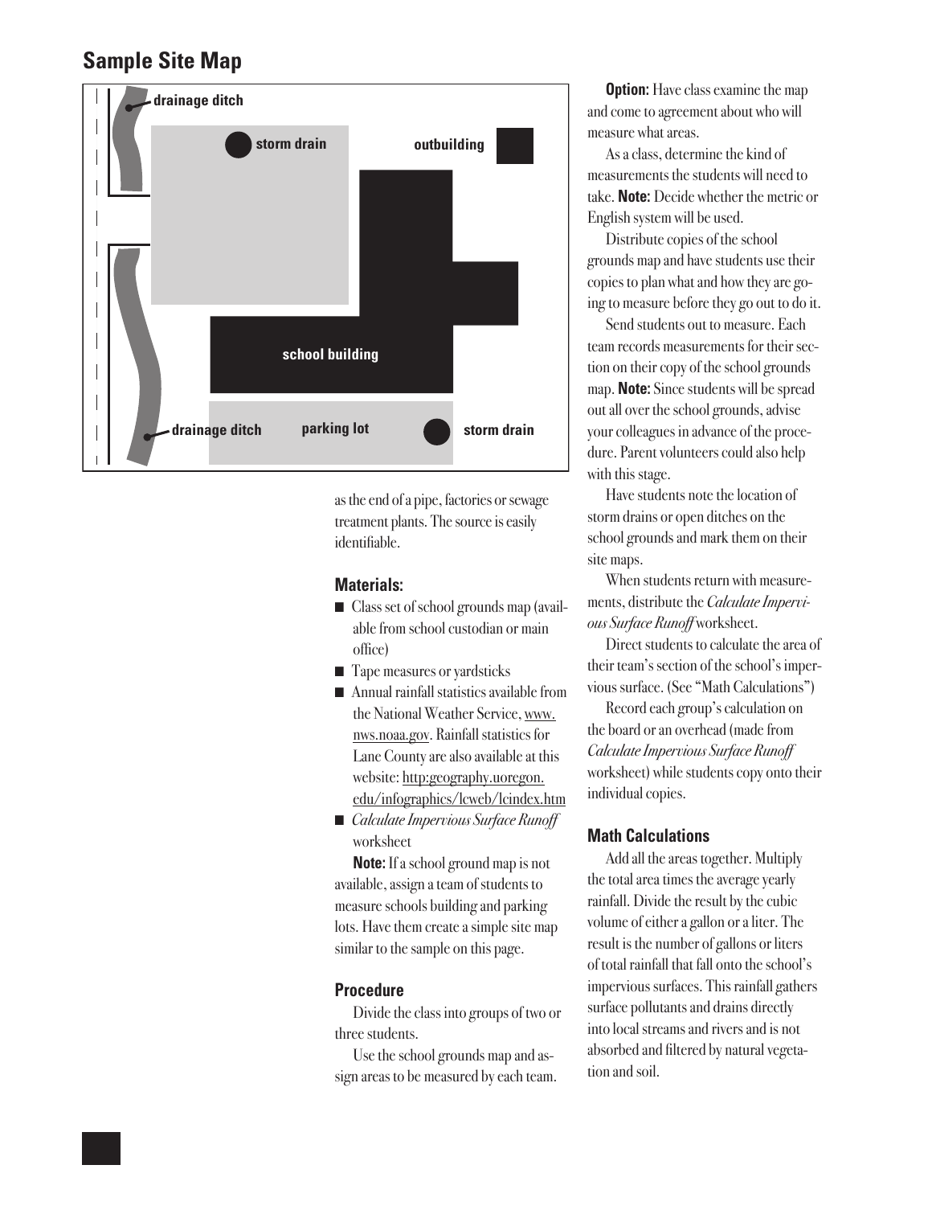## Sample Site Map

drainage ditch

storm drain

outbuilding

school building

drainage ditch

parking lot

storm drain

as the end of a pipe, factories or sewage treatment plants. The source is easily identifiable.

### Materials:

- Class set of school grounds map (available from school custodian or main office)
- Tape measures or yardsticks
- Annual rainfall statistics available from the National Weather Service, www.nws.noaa.gov. Rainfall statistics for Lane County are also available at this website: http:geography.uoregon.edu/infographics/lcweb/lcindex.htm
- *Calculate Impervious Surface Runoff* worksheet

**Note:** If a school ground map is not available, assign a team of students to measure schools building and parking lots. Have them create a simple site map similar to the sample on this page.

### Procedure

Divide the class into groups of two or three students.

Use the school grounds map and assign areas to be measured by each team.

**Option:** Have class examine the map and come to agreement about who will measure what areas.

As a class, determine the kind of measurements the students will need to take. **Note:** Decide whether the metric or English system will be used.

Distribute copies of the school grounds map and have students use their copies to plan what and how they are going to measure before they go out to do it.

Send students out to measure. Each team records measurements for their section on their copy of the school grounds map. **Note:** Since students will be spread out all over the school grounds, advise your colleagues in advance of the procedure. Parent volunteers could also help with this stage.

Have students note the location of storm drains or open ditches on the school grounds and mark them on their site maps.

When students return with measurements, distribute the *Calculate Impervious Surface Runoff* worksheet.

Direct students to calculate the area of their team's section of the school's impervious surface. (See "Math Calculations")

Record each group's calculation on the board or an overhead (made from *Calculate Impervious Surface Runoff* worksheet) while students copy onto their individual copies.

### Math Calculations

Add all the areas together. Multiply the total area times the average yearly rainfall. Divide the result by the cubic volume of either a gallon or a liter. The result is the number of gallons or liters of total rainfall that fall onto the school's impervious surfaces. This rainfall gathers surface pollutants and drains directly into local streams and rivers and is not absorbed and filtered by natural vegetation and soil.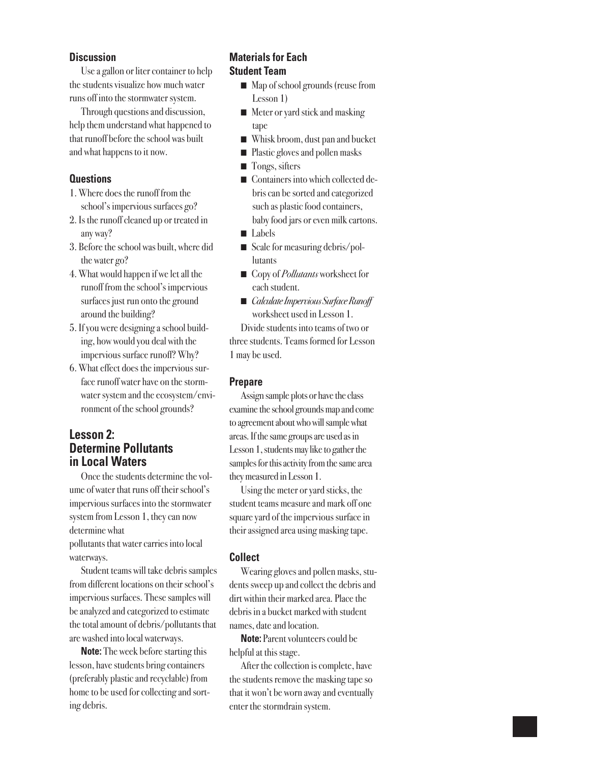### Discussion

Use a gallon or liter container to help the students visualize how much water runs off into the stormwater system.

Through questions and discussion, help them understand what happened to that runoff before the school was built and what happens to it now.

### Questions

1. Where does the runoff from the school's impervious surfaces go?
2. Is the runoff cleaned up or treated in any way?
3. Before the school was built, where did the water go?
4. What would happen if we let all the runoff from the school's impervious surfaces just run onto the ground around the building?
5. If you were designing a school building, how would you deal with the impervious surface runoff? Why?
6. What effect does the impervious surface runoff water have on the stormwater system and the ecosystem/environment of the school grounds?

## Lesson 2: Determine Pollutants in Local Waters

Once the students determine the volume of water that runs off their school's impervious surfaces into the stormwater system from Lesson 1, they can now determine what pollutants that water carries into local waterways.

Student teams will take debris samples from different locations on their school's impervious surfaces. These samples will be analyzed and categorized to estimate the total amount of debris/pollutants that are washed into local waterways.

**Note:** The week before starting this lesson, have students bring containers (preferably plastic and recyclable) from home to be used for collecting and sorting debris.

### Materials for Each Student Team

- Map of school grounds (reuse from Lesson 1)
- Meter or yard stick and masking tape
- Whisk broom, dust pan and bucket
- Plastic gloves and pollen masks
- Tongs, sifters
- Containers into which collected debris can be sorted and categorized such as plastic food containers, baby food jars or even milk cartons.
- Labels
- Scale for measuring debris/pollutants
- Copy of *Pollutants* worksheet for each student.
- *Calculate Impervious Surface Runoff* worksheet used in Lesson 1.

Divide students into teams of two or three students. Teams formed for Lesson 1 may be used.

### Prepare

Assign sample plots or have the class examine the school grounds map and come to agreement about who will sample what areas. If the same groups are used as in Lesson 1, students may like to gather the samples for this activity from the same area they measured in Lesson 1.

Using the meter or yard sticks, the student teams measure and mark off one square yard of the impervious surface in their assigned area using masking tape.

### Collect

Wearing gloves and pollen masks, students sweep up and collect the debris and dirt within their marked area. Place the debris in a bucket marked with student names, date and location.

**Note:** Parent volunteers could be helpful at this stage.

After the collection is complete, have the students remove the masking tape so that it won't be worn away and eventually enter the stormdrain system.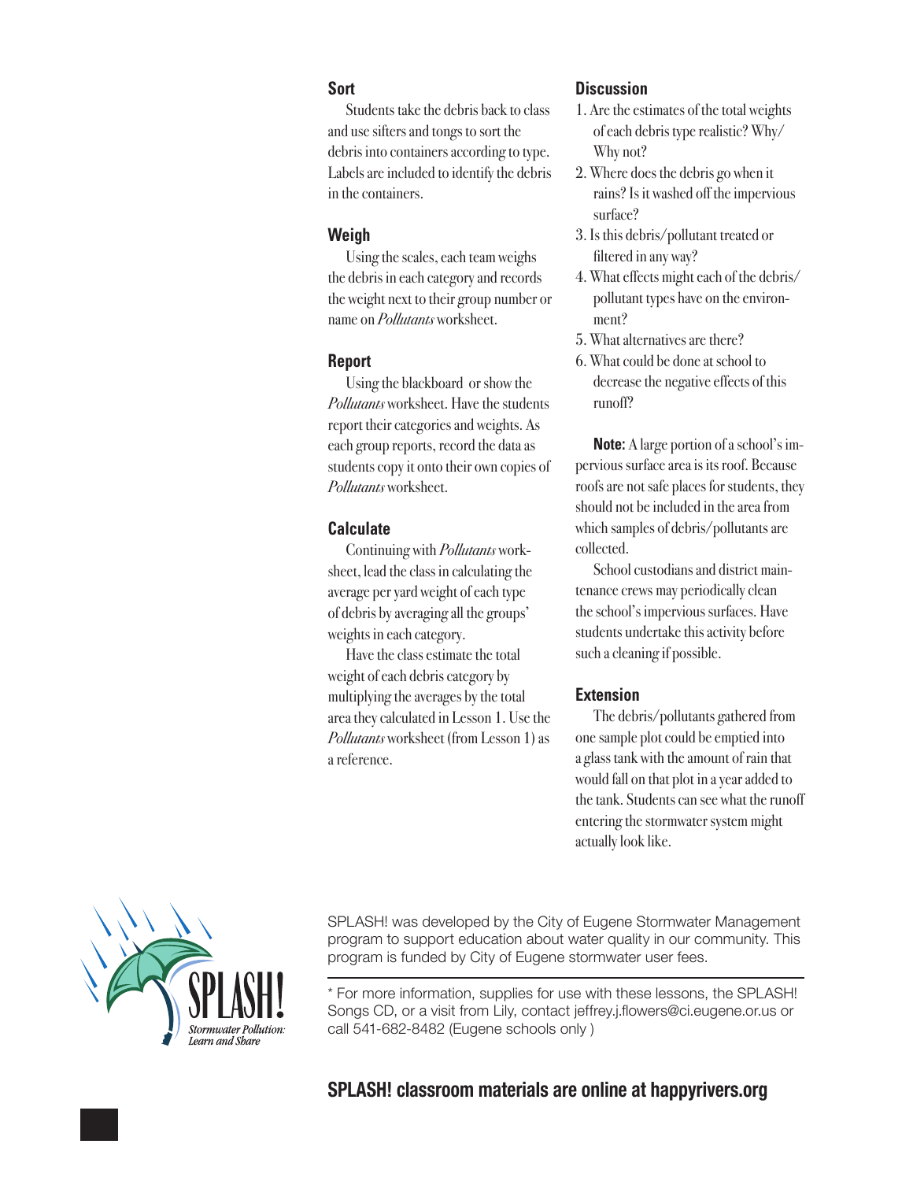### Sort

Students take the debris back to class and use sifters and tongs to sort the debris into containers according to type. Labels are included to identify the debris in the containers.

### Weigh

Using the scales, each team weighs the debris in each category and records the weight next to their group number or name on *Pollutants* worksheet.

### Report

Using the blackboard or show the *Pollutants* worksheet. Have the students report their categories and weights. As each group reports, record the data as students copy it onto their own copies of *Pollutants* worksheet.

### Calculate

Continuing with *Pollutants* worksheet, lead the class in calculating the average per yard weight of each type of debris by averaging all the groups' weights in each category.

Have the class estimate the total weight of each debris category by multiplying the averages by the total area they calculated in Lesson 1. Use the *Pollutants* worksheet (from Lesson 1) as a reference.

### Discussion

1. Are the estimates of the total weights of each debris type realistic? Why/ Why not?
2. Where does the debris go when it rains? Is it washed off the impervious surface?
3. Is this debris/pollutant treated or filtered in any way?
4. What effects might each of the debris/ pollutant types have on the environment?
5. What alternatives are there?
6. What could be done at school to decrease the negative effects of this runoff?

**Note:** A large portion of a school's impervious surface area is its roof. Because roofs are not safe places for students, they should not be included in the area from which samples of debris/pollutants are collected.

School custodians and district maintenance crews may periodically clean the school's impervious surfaces. Have students undertake this activity before such a cleaning if possible.

### Extension

The debris/pollutants gathered from one sample plot could be emptied into a glass tank with the amount of rain that would fall on that plot in a year added to the tank. Students can see what the runoff entering the stormwater system might actually look like.

SPLASH! Stormwater Pollution: Learn and Share

SPLASH! was developed by the City of Eugene Stormwater Management program to support education about water quality in our community. This program is funded by City of Eugene stormwater user fees.

* For more information, supplies for use with these lessons, the SPLASH! Songs CD, or a visit from Lily, contact jeffrey.j.flowers@ci.eugene.or.us or call 541-682-8482 (Eugene schools only )

**SPLASH! classroom materials are online at happyrivers.org**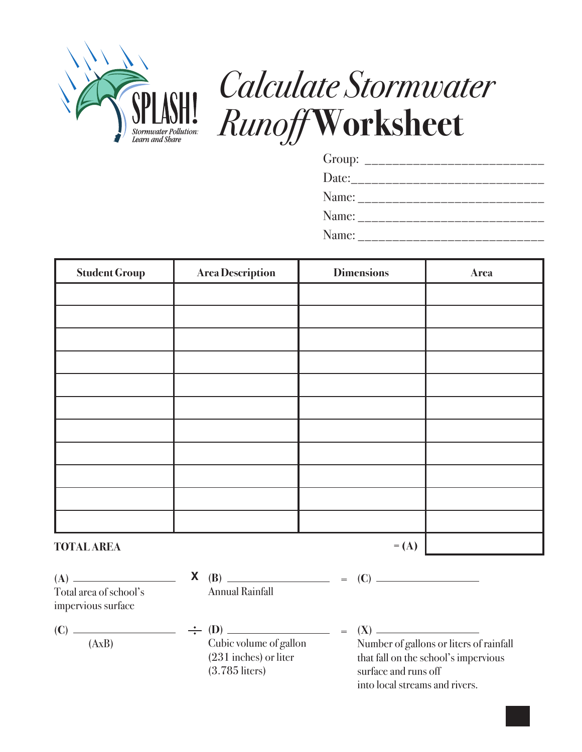SPLASH!
Stormwater Pollution: Learn and Share

# *Calculate Stormwater Runoff* Worksheet

Group: ________________________

Date:__________________________

Name: _________________________

Name: _________________________

Name: _________________________

| Student Group | Area Description | Dimensions | Area |
|---|---|---|---|
| | | | |
| | | | |
| | | | |
| | | | |
| | | | |
| | | | |
| | | | |
| | | | |
| | | | |
| | | | |
| | | | |

**TOTAL AREA** = **(A)** ______

**(A)** ______ Total area of school's impervious surface **X** **(B)** ______ Annual Rainfall = **(C)** ______

**(C)** ______ (AxB) ÷ **(D)** ______ Cubic volume of gallon (231 inches) or liter (3.785 liters) = **(X)** ______ Number of gallons or liters of rainfall that fall on the school's impervious surface and runs off into local streams and rivers.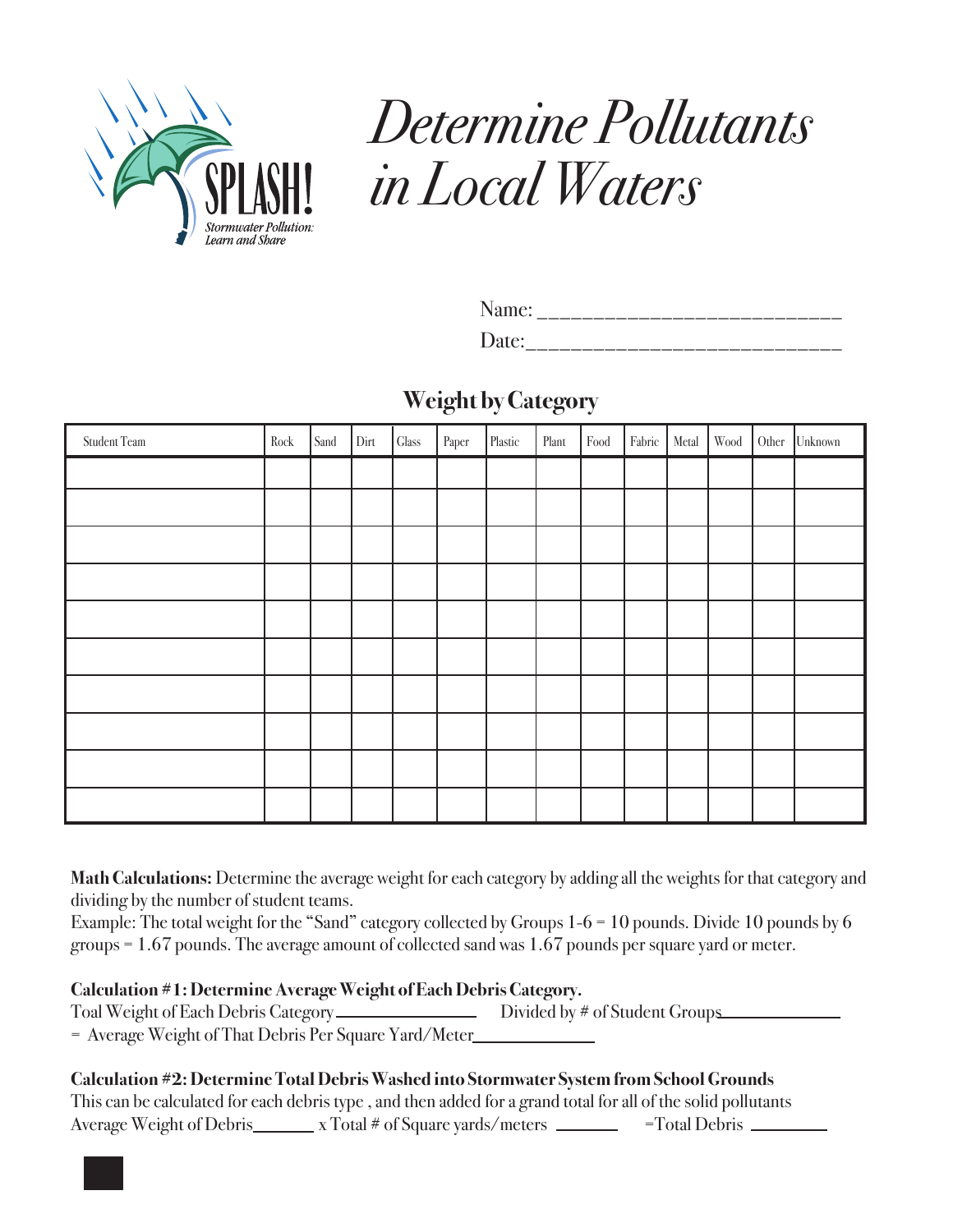SPLASH! Stormwater Pollution: Learn and Share

# *Determine Pollutants in Local Waters*

Name: ___________________________

Date:____________________________

## Weight by Category

| Student Team | Rock | Sand | Dirt | Glass | Paper | Plastic | Plant | Food | Fabric | Metal | Wood | Other | Unknown |
|---|---|---|---|---|---|---|---|---|---|---|---|---|---|
| | | | | | | | | | | | | | |
| | | | | | | | | | | | | | |
| | | | | | | | | | | | | | |
| | | | | | | | | | | | | | |
| | | | | | | | | | | | | | |
| | | | | | | | | | | | | | |
| | | | | | | | | | | | | | |
| | | | | | | | | | | | | | |
| | | | | | | | | | | | | | |
| | | | | | | | | | | | | | |

**Math Calculations:** Determine the average weight for each category by adding all the weights for that category and dividing by the number of student teams.
Example: The total weight for the "Sand" category collected by Groups 1-6 = 10 pounds. Divide 10 pounds by 6 groups = 1.67 pounds. The average amount of collected sand was 1.67 pounds per square yard or meter.

**Calculation #1: Determine Average Weight of Each Debris Category.**
Toal Weight of Each Debris Category ______________ Divided by # of Student Groups ____________
= Average Weight of That Debris Per Square Yard/Meter ____________

**Calculation #2: Determine Total Debris Washed into Stormwater System from School Grounds**
This can be calculated for each debris type , and then added for a grand total for all of the solid pollutants
Average Weight of Debris ______ x Total # of Square yards/meters ______ =Total Debris ________